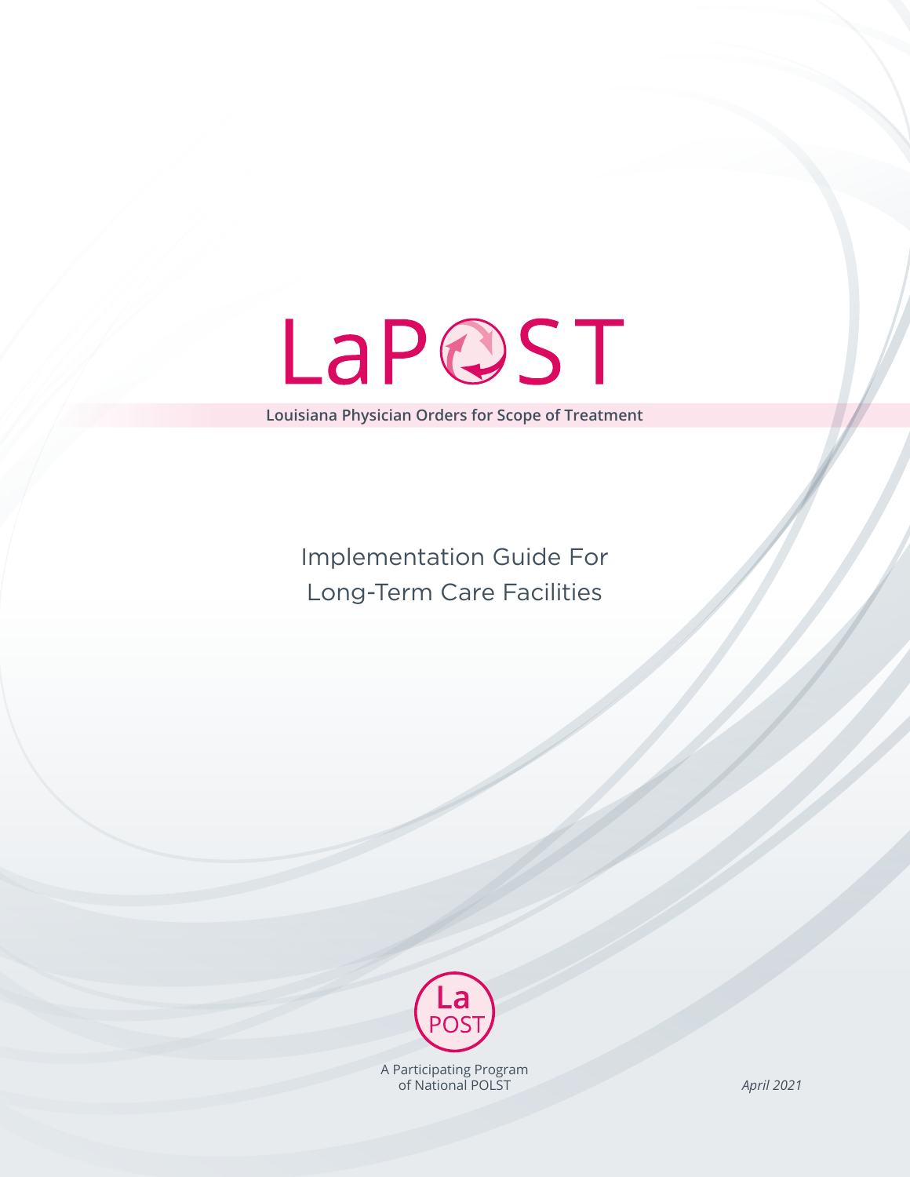# LaPOST

**Louisiana Physician Orders for Scope of Treatment**

## Implementation Guide For Long-Term Care Facilities

La POST

A Participating Program of National POLST

*April 2021*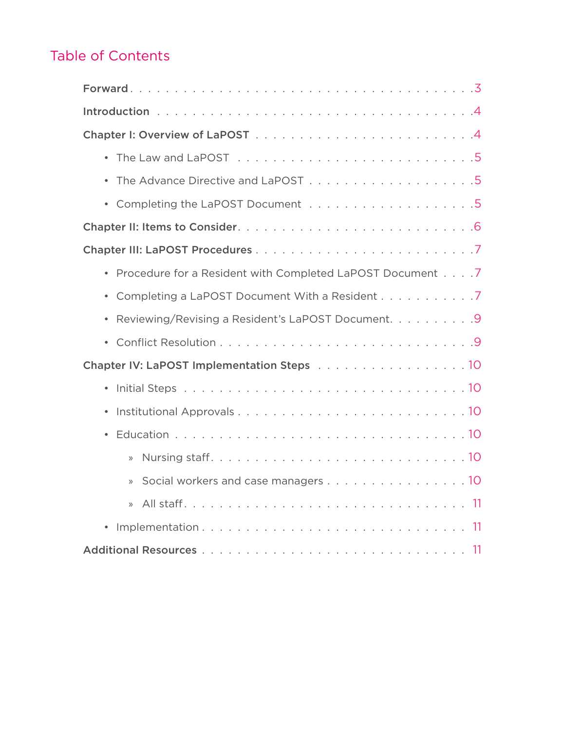## Table of Contents

**Forward** . . . . . . . . . . . . . . . . . . . . . . . . . . . . . . . . . . . . . . . 3

**Introduction** . . . . . . . . . . . . . . . . . . . . . . . . . . . . . . . . . . . . . 4

**Chapter I: Overview of LaPOST** . . . . . . . . . . . . . . . . . . . . . . . . . . 4

- The Law and LaPOST . . . . . . . . . . . . . . . . . . . . . . . . . . . . . 5
- The Advance Directive and LaPOST . . . . . . . . . . . . . . . . . . . . 5
- Completing the LaPOST Document . . . . . . . . . . . . . . . . . . . . . 5

**Chapter II: Items to Consider** . . . . . . . . . . . . . . . . . . . . . . . . . . . 6

**Chapter III: LaPOST Procedures** . . . . . . . . . . . . . . . . . . . . . . . . . 7

- Procedure for a Resident with Completed LaPOST Document . . . . 7
- Completing a LaPOST Document With a Resident . . . . . . . . . . . 7
- Reviewing/Revising a Resident's LaPOST Document. . . . . . . . . . 9
- Conflict Resolution . . . . . . . . . . . . . . . . . . . . . . . . . . . . . . . 9

**Chapter IV: LaPOST Implementation Steps** . . . . . . . . . . . . . . . . . . 10

- Initial Steps . . . . . . . . . . . . . . . . . . . . . . . . . . . . . . . . . . 10
- Institutional Approvals . . . . . . . . . . . . . . . . . . . . . . . . . . . . 10
- Education . . . . . . . . . . . . . . . . . . . . . . . . . . . . . . . . . . . . 10
  - » Nursing staff . . . . . . . . . . . . . . . . . . . . . . . . . . . . . . . 10
  - » Social workers and case managers . . . . . . . . . . . . . . . . . 10
  - » All staff . . . . . . . . . . . . . . . . . . . . . . . . . . . . . . . . . . 11
- Implementation . . . . . . . . . . . . . . . . . . . . . . . . . . . . . . . . . 11

**Additional Resources** . . . . . . . . . . . . . . . . . . . . . . . . . . . . . . . 11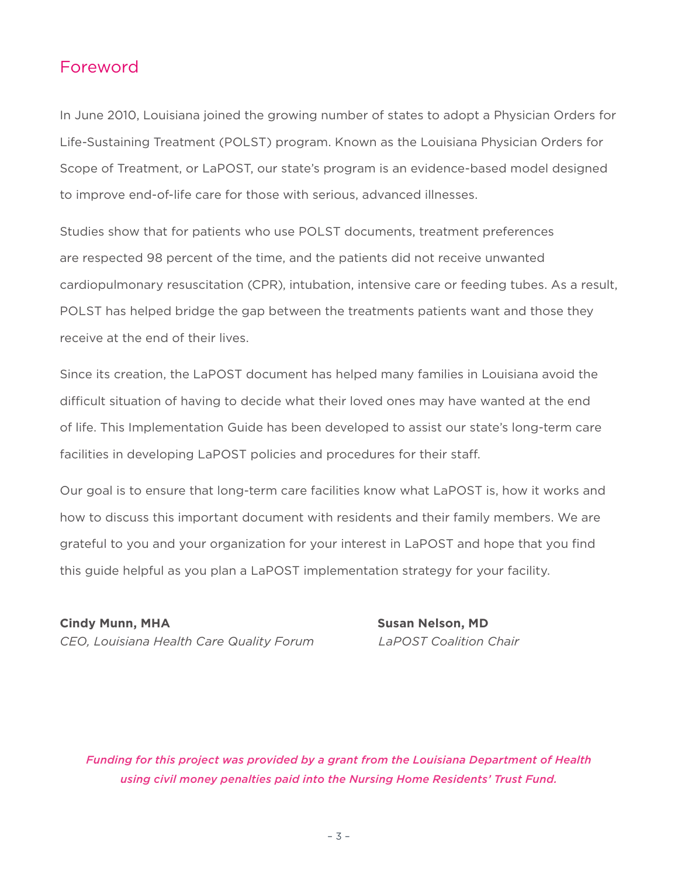# Foreword

In June 2010, Louisiana joined the growing number of states to adopt a Physician Orders for Life-Sustaining Treatment (POLST) program. Known as the Louisiana Physician Orders for Scope of Treatment, or LaPOST, our state's program is an evidence-based model designed to improve end-of-life care for those with serious, advanced illnesses.

Studies show that for patients who use POLST documents, treatment preferences are respected 98 percent of the time, and the patients did not receive unwanted cardiopulmonary resuscitation (CPR), intubation, intensive care or feeding tubes. As a result, POLST has helped bridge the gap between the treatments patients want and those they receive at the end of their lives.

Since its creation, the LaPOST document has helped many families in Louisiana avoid the difficult situation of having to decide what their loved ones may have wanted at the end of life. This Implementation Guide has been developed to assist our state's long-term care facilities in developing LaPOST policies and procedures for their staff.

Our goal is to ensure that long-term care facilities know what LaPOST is, how it works and how to discuss this important document with residents and their family members. We are grateful to you and your organization for your interest in LaPOST and hope that you find this guide helpful as you plan a LaPOST implementation strategy for your facility.

**Cindy Munn, MHA**
*CEO, Louisiana Health Care Quality Forum*

**Susan Nelson, MD**
*LaPOST Coalition Chair*

***Funding for this project was provided by a grant from the Louisiana Department of Health using civil money penalties paid into the Nursing Home Residents' Trust Fund.***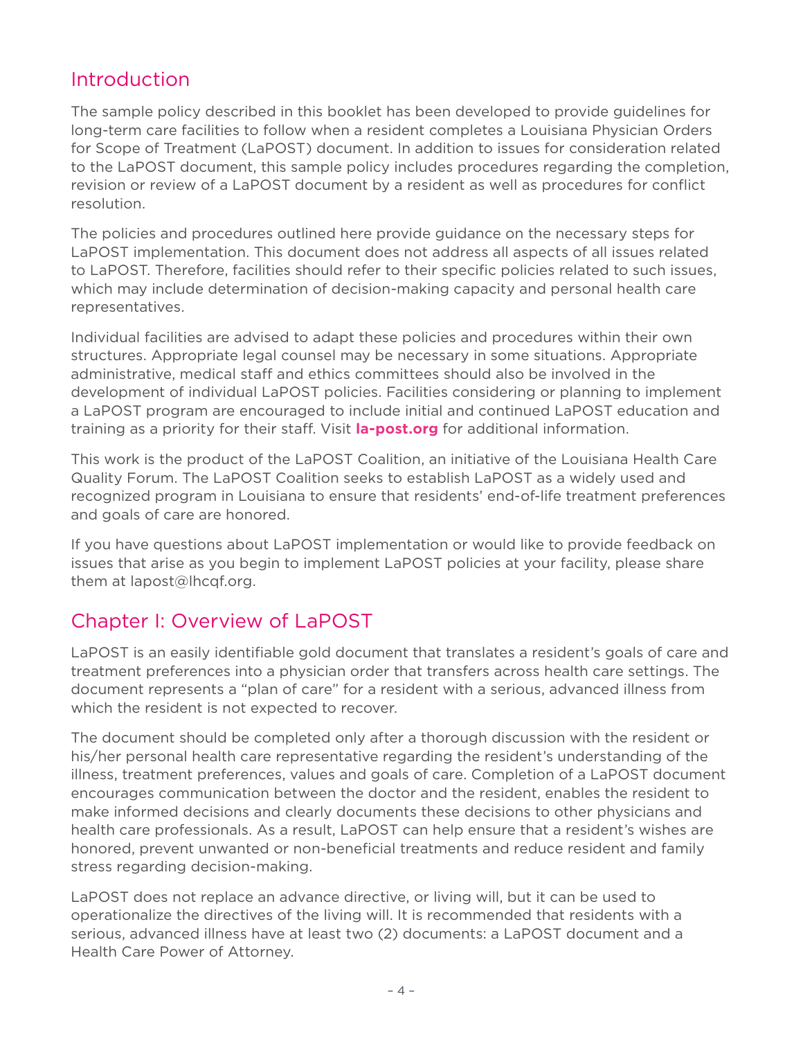## Introduction

The sample policy described in this booklet has been developed to provide guidelines for long-term care facilities to follow when a resident completes a Louisiana Physician Orders for Scope of Treatment (LaPOST) document. In addition to issues for consideration related to the LaPOST document, this sample policy includes procedures regarding the completion, revision or review of a LaPOST document by a resident as well as procedures for conflict resolution.

The policies and procedures outlined here provide guidance on the necessary steps for LaPOST implementation. This document does not address all aspects of all issues related to LaPOST. Therefore, facilities should refer to their specific policies related to such issues, which may include determination of decision-making capacity and personal health care representatives.

Individual facilities are advised to adapt these policies and procedures within their own structures. Appropriate legal counsel may be necessary in some situations. Appropriate administrative, medical staff and ethics committees should also be involved in the development of individual LaPOST policies. Facilities considering or planning to implement a LaPOST program are encouraged to include initial and continued LaPOST education and training as a priority for their staff. Visit **la-post.org** for additional information.

This work is the product of the LaPOST Coalition, an initiative of the Louisiana Health Care Quality Forum. The LaPOST Coalition seeks to establish LaPOST as a widely used and recognized program in Louisiana to ensure that residents' end-of-life treatment preferences and goals of care are honored.

If you have questions about LaPOST implementation or would like to provide feedback on issues that arise as you begin to implement LaPOST policies at your facility, please share them at lapost@lhcqf.org.

## Chapter I: Overview of LaPOST

LaPOST is an easily identifiable gold document that translates a resident's goals of care and treatment preferences into a physician order that transfers across health care settings. The document represents a "plan of care" for a resident with a serious, advanced illness from which the resident is not expected to recover.

The document should be completed only after a thorough discussion with the resident or his/her personal health care representative regarding the resident's understanding of the illness, treatment preferences, values and goals of care. Completion of a LaPOST document encourages communication between the doctor and the resident, enables the resident to make informed decisions and clearly documents these decisions to other physicians and health care professionals. As a result, LaPOST can help ensure that a resident's wishes are honored, prevent unwanted or non-beneficial treatments and reduce resident and family stress regarding decision-making.

LaPOST does not replace an advance directive, or living will, but it can be used to operationalize the directives of the living will. It is recommended that residents with a serious, advanced illness have at least two (2) documents: a LaPOST document and a Health Care Power of Attorney.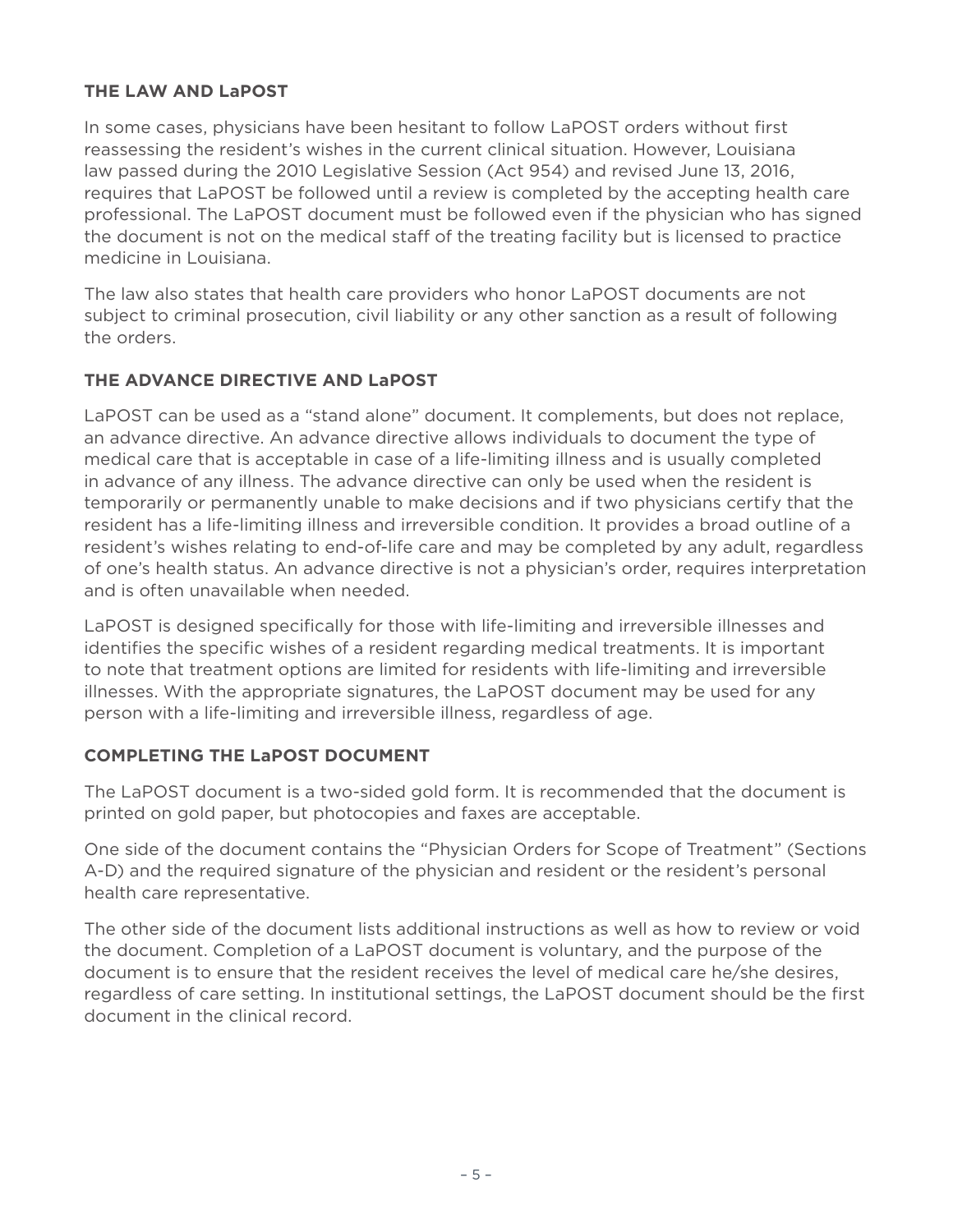## THE LAW AND LaPOST

In some cases, physicians have been hesitant to follow LaPOST orders without first reassessing the resident's wishes in the current clinical situation. However, Louisiana law passed during the 2010 Legislative Session (Act 954) and revised June 13, 2016, requires that LaPOST be followed until a review is completed by the accepting health care professional. The LaPOST document must be followed even if the physician who has signed the document is not on the medical staff of the treating facility but is licensed to practice medicine in Louisiana.

The law also states that health care providers who honor LaPOST documents are not subject to criminal prosecution, civil liability or any other sanction as a result of following the orders.

## THE ADVANCE DIRECTIVE AND LaPOST

LaPOST can be used as a "stand alone" document. It complements, but does not replace, an advance directive. An advance directive allows individuals to document the type of medical care that is acceptable in case of a life-limiting illness and is usually completed in advance of any illness. The advance directive can only be used when the resident is temporarily or permanently unable to make decisions and if two physicians certify that the resident has a life-limiting illness and irreversible condition. It provides a broad outline of a resident's wishes relating to end-of-life care and may be completed by any adult, regardless of one's health status. An advance directive is not a physician's order, requires interpretation and is often unavailable when needed.

LaPOST is designed specifically for those with life-limiting and irreversible illnesses and identifies the specific wishes of a resident regarding medical treatments. It is important to note that treatment options are limited for residents with life-limiting and irreversible illnesses. With the appropriate signatures, the LaPOST document may be used for any person with a life-limiting and irreversible illness, regardless of age.

## COMPLETING THE LaPOST DOCUMENT

The LaPOST document is a two-sided gold form. It is recommended that the document is printed on gold paper, but photocopies and faxes are acceptable.

One side of the document contains the "Physician Orders for Scope of Treatment" (Sections A-D) and the required signature of the physician and resident or the resident's personal health care representative.

The other side of the document lists additional instructions as well as how to review or void the document. Completion of a LaPOST document is voluntary, and the purpose of the document is to ensure that the resident receives the level of medical care he/she desires, regardless of care setting. In institutional settings, the LaPOST document should be the first document in the clinical record.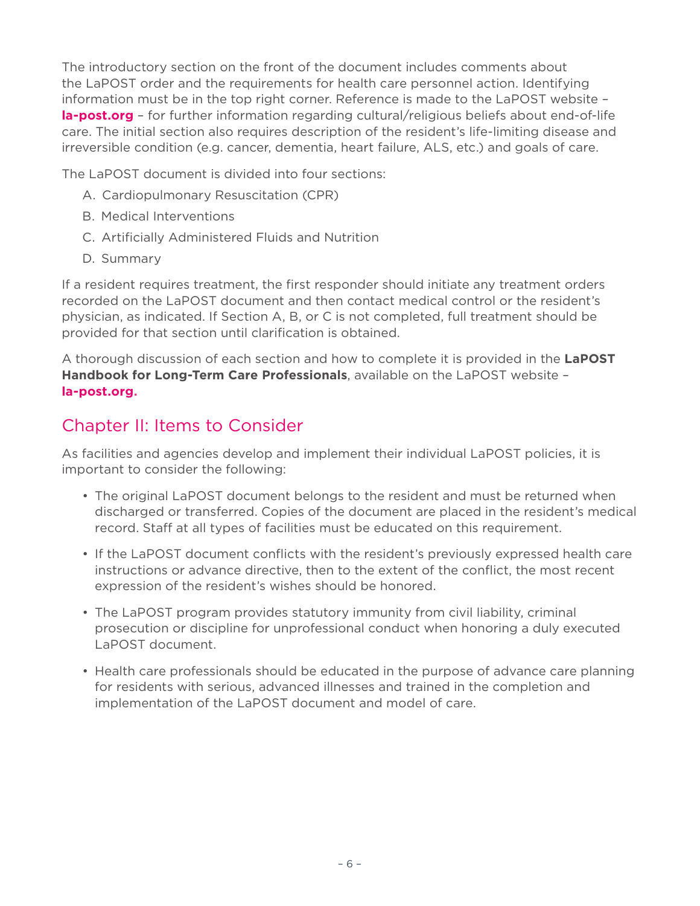The introductory section on the front of the document includes comments about the LaPOST order and the requirements for health care personnel action. Identifying information must be in the top right corner. Reference is made to the LaPOST website – **la-post.org** – for further information regarding cultural/religious beliefs about end-of-life care. The initial section also requires description of the resident's life-limiting disease and irreversible condition (e.g. cancer, dementia, heart failure, ALS, etc.) and goals of care.

The LaPOST document is divided into four sections:

A. Cardiopulmonary Resuscitation (CPR)
B. Medical Interventions
C. Artificially Administered Fluids and Nutrition
D. Summary

If a resident requires treatment, the first responder should initiate any treatment orders recorded on the LaPOST document and then contact medical control or the resident's physician, as indicated. If Section A, B, or C is not completed, full treatment should be provided for that section until clarification is obtained.

A thorough discussion of each section and how to complete it is provided in the **LaPOST Handbook for Long-Term Care Professionals**, available on the LaPOST website – **la-post.org.**

## Chapter II: Items to Consider

As facilities and agencies develop and implement their individual LaPOST policies, it is important to consider the following:

- The original LaPOST document belongs to the resident and must be returned when discharged or transferred. Copies of the document are placed in the resident's medical record. Staff at all types of facilities must be educated on this requirement.
- If the LaPOST document conflicts with the resident's previously expressed health care instructions or advance directive, then to the extent of the conflict, the most recent expression of the resident's wishes should be honored.
- The LaPOST program provides statutory immunity from civil liability, criminal prosecution or discipline for unprofessional conduct when honoring a duly executed LaPOST document.
- Health care professionals should be educated in the purpose of advance care planning for residents with serious, advanced illnesses and trained in the completion and implementation of the LaPOST document and model of care.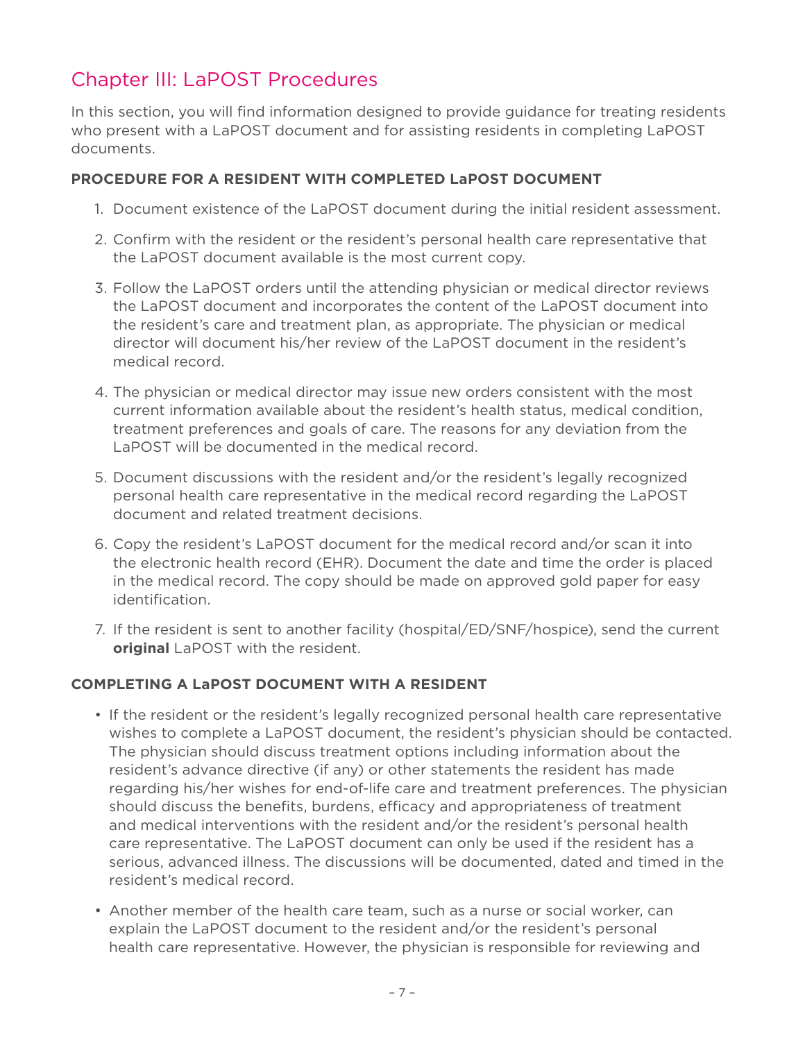## Chapter III: LaPOST Procedures

In this section, you will find information designed to provide guidance for treating residents who present with a LaPOST document and for assisting residents in completing LaPOST documents.

### PROCEDURE FOR A RESIDENT WITH COMPLETED LaPOST DOCUMENT

1. Document existence of the LaPOST document during the initial resident assessment.
2. Confirm with the resident or the resident's personal health care representative that the LaPOST document available is the most current copy.
3. Follow the LaPOST orders until the attending physician or medical director reviews the LaPOST document and incorporates the content of the LaPOST document into the resident's care and treatment plan, as appropriate. The physician or medical director will document his/her review of the LaPOST document in the resident's medical record.
4. The physician or medical director may issue new orders consistent with the most current information available about the resident's health status, medical condition, treatment preferences and goals of care. The reasons for any deviation from the LaPOST will be documented in the medical record.
5. Document discussions with the resident and/or the resident's legally recognized personal health care representative in the medical record regarding the LaPOST document and related treatment decisions.
6. Copy the resident's LaPOST document for the medical record and/or scan it into the electronic health record (EHR). Document the date and time the order is placed in the medical record. The copy should be made on approved gold paper for easy identification.
7. If the resident is sent to another facility (hospital/ED/SNF/hospice), send the current **original** LaPOST with the resident.

### COMPLETING A LaPOST DOCUMENT WITH A RESIDENT

- If the resident or the resident's legally recognized personal health care representative wishes to complete a LaPOST document, the resident's physician should be contacted. The physician should discuss treatment options including information about the resident's advance directive (if any) or other statements the resident has made regarding his/her wishes for end-of-life care and treatment preferences. The physician should discuss the benefits, burdens, efficacy and appropriateness of treatment and medical interventions with the resident and/or the resident's personal health care representative. The LaPOST document can only be used if the resident has a serious, advanced illness. The discussions will be documented, dated and timed in the resident's medical record.
- Another member of the health care team, such as a nurse or social worker, can explain the LaPOST document to the resident and/or the resident's personal health care representative. However, the physician is responsible for reviewing and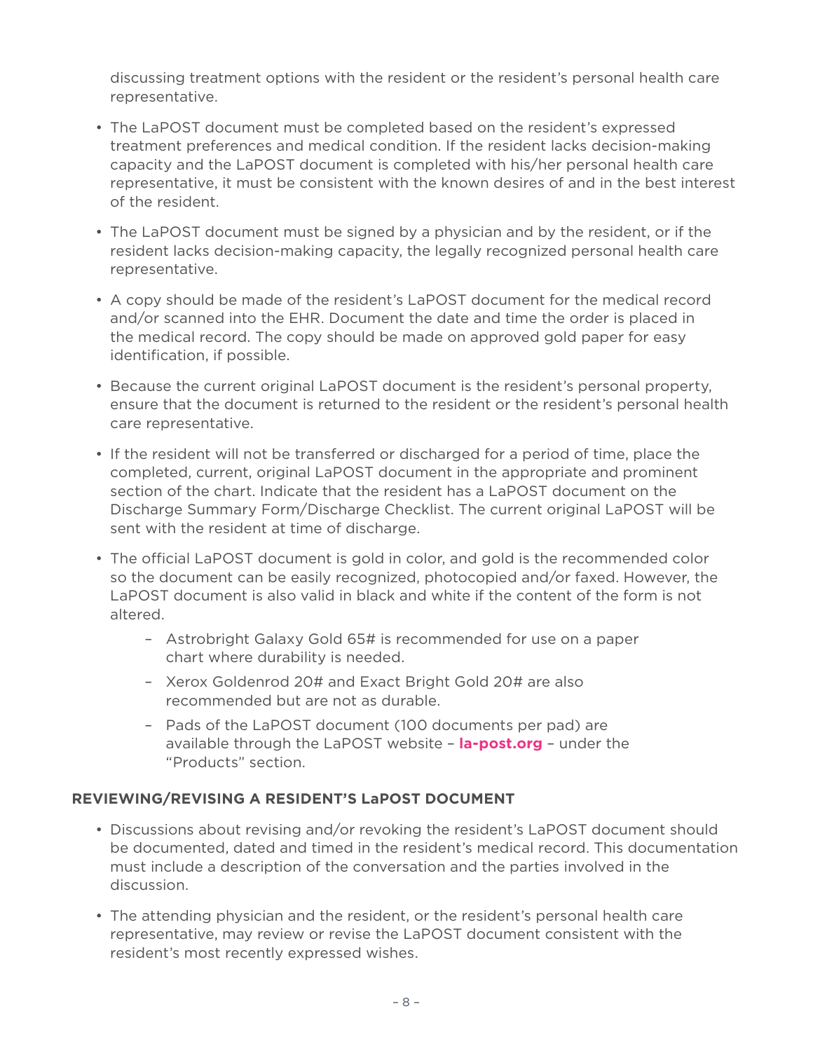discussing treatment options with the resident or the resident's personal health care representative.

- The LaPOST document must be completed based on the resident's expressed treatment preferences and medical condition. If the resident lacks decision-making capacity and the LaPOST document is completed with his/her personal health care representative, it must be consistent with the known desires of and in the best interest of the resident.
- The LaPOST document must be signed by a physician and by the resident, or if the resident lacks decision-making capacity, the legally recognized personal health care representative.
- A copy should be made of the resident's LaPOST document for the medical record and/or scanned into the EHR. Document the date and time the order is placed in the medical record. The copy should be made on approved gold paper for easy identification, if possible.
- Because the current original LaPOST document is the resident's personal property, ensure that the document is returned to the resident or the resident's personal health care representative.
- If the resident will not be transferred or discharged for a period of time, place the completed, current, original LaPOST document in the appropriate and prominent section of the chart. Indicate that the resident has a LaPOST document on the Discharge Summary Form/Discharge Checklist. The current original LaPOST will be sent with the resident at time of discharge.
- The official LaPOST document is gold in color, and gold is the recommended color so the document can be easily recognized, photocopied and/or faxed. However, the LaPOST document is also valid in black and white if the content of the form is not altered.
  - Astrobright Galaxy Gold 65# is recommended for use on a paper chart where durability is needed.
  - Xerox Goldenrod 20# and Exact Bright Gold 20# are also recommended but are not as durable.
  - Pads of the LaPOST document (100 documents per pad) are available through the LaPOST website – **la-post.org** – under the "Products" section.

**REVIEWING/REVISING A RESIDENT'S LaPOST DOCUMENT**

- Discussions about revising and/or revoking the resident's LaPOST document should be documented, dated and timed in the resident's medical record. This documentation must include a description of the conversation and the parties involved in the discussion.
- The attending physician and the resident, or the resident's personal health care representative, may review or revise the LaPOST document consistent with the resident's most recently expressed wishes.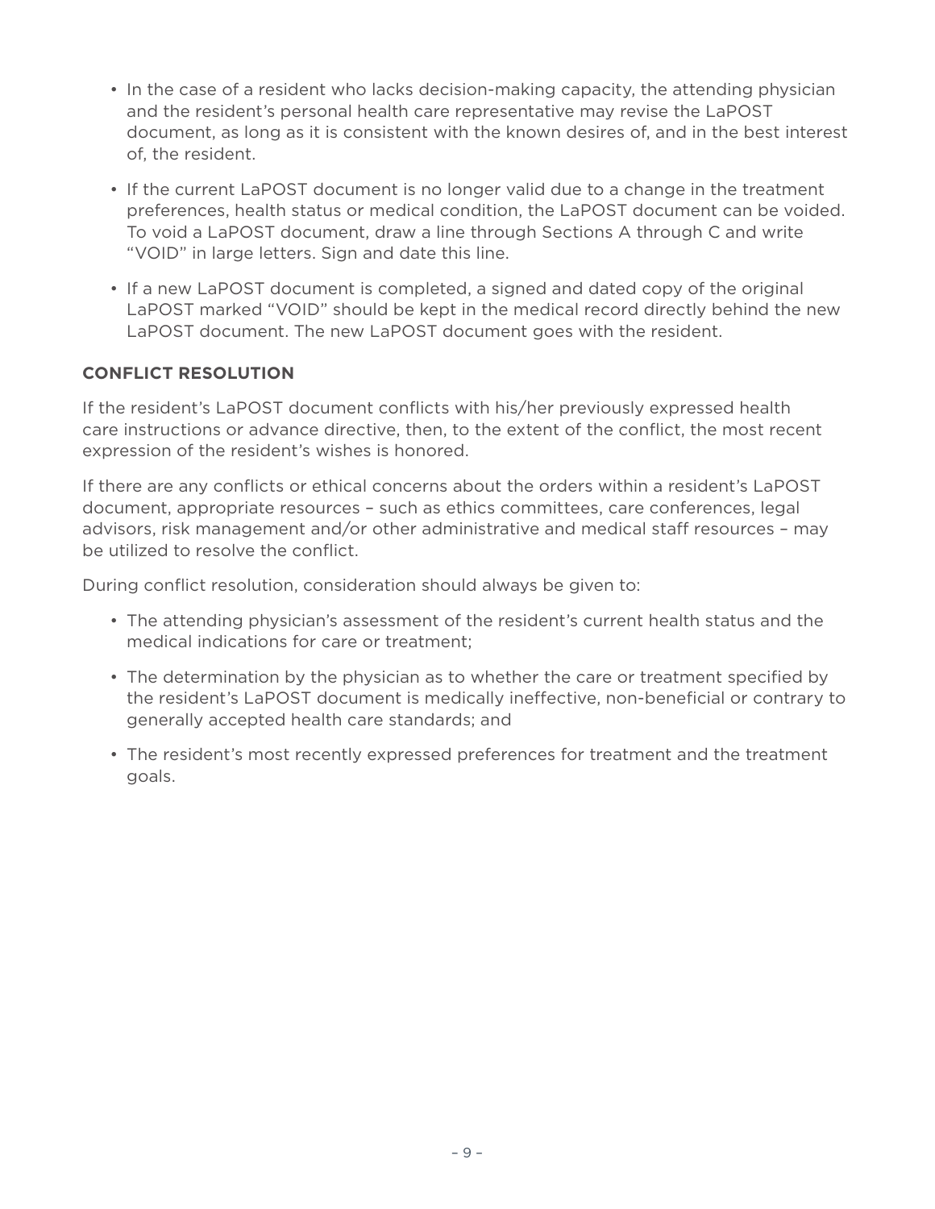- In the case of a resident who lacks decision-making capacity, the attending physician and the resident's personal health care representative may revise the LaPOST document, as long as it is consistent with the known desires of, and in the best interest of, the resident.
- If the current LaPOST document is no longer valid due to a change in the treatment preferences, health status or medical condition, the LaPOST document can be voided. To void a LaPOST document, draw a line through Sections A through C and write "VOID" in large letters. Sign and date this line.
- If a new LaPOST document is completed, a signed and dated copy of the original LaPOST marked "VOID" should be kept in the medical record directly behind the new LaPOST document. The new LaPOST document goes with the resident.

**CONFLICT RESOLUTION**

If the resident's LaPOST document conflicts with his/her previously expressed health care instructions or advance directive, then, to the extent of the conflict, the most recent expression of the resident's wishes is honored.

If there are any conflicts or ethical concerns about the orders within a resident's LaPOST document, appropriate resources – such as ethics committees, care conferences, legal advisors, risk management and/or other administrative and medical staff resources – may be utilized to resolve the conflict.

During conflict resolution, consideration should always be given to:

- The attending physician's assessment of the resident's current health status and the medical indications for care or treatment;
- The determination by the physician as to whether the care or treatment specified by the resident's LaPOST document is medically ineffective, non-beneficial or contrary to generally accepted health care standards; and
- The resident's most recently expressed preferences for treatment and the treatment goals.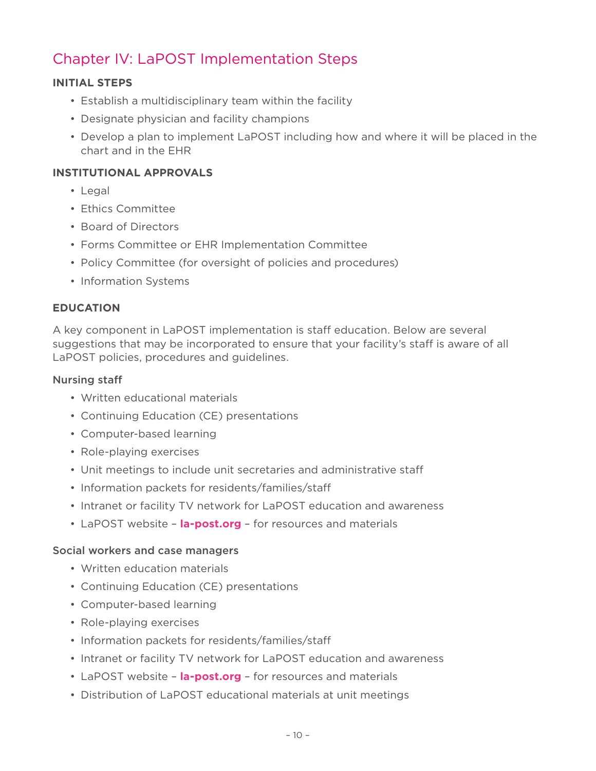# Chapter IV: LaPOST Implementation Steps

### INITIAL STEPS

- Establish a multidisciplinary team within the facility
- Designate physician and facility champions
- Develop a plan to implement LaPOST including how and where it will be placed in the chart and in the EHR

### INSTITUTIONAL APPROVALS

- Legal
- Ethics Committee
- Board of Directors
- Forms Committee or EHR Implementation Committee
- Policy Committee (for oversight of policies and procedures)
- Information Systems

### EDUCATION

A key component in LaPOST implementation is staff education. Below are several suggestions that may be incorporated to ensure that your facility's staff is aware of all LaPOST policies, procedures and guidelines.

#### Nursing staff

- Written educational materials
- Continuing Education (CE) presentations
- Computer-based learning
- Role-playing exercises
- Unit meetings to include unit secretaries and administrative staff
- Information packets for residents/families/staff
- Intranet or facility TV network for LaPOST education and awareness
- LaPOST website – **la-post.org** – for resources and materials

#### Social workers and case managers

- Written education materials
- Continuing Education (CE) presentations
- Computer-based learning
- Role-playing exercises
- Information packets for residents/families/staff
- Intranet or facility TV network for LaPOST education and awareness
- LaPOST website – **la-post.org** – for resources and materials
- Distribution of LaPOST educational materials at unit meetings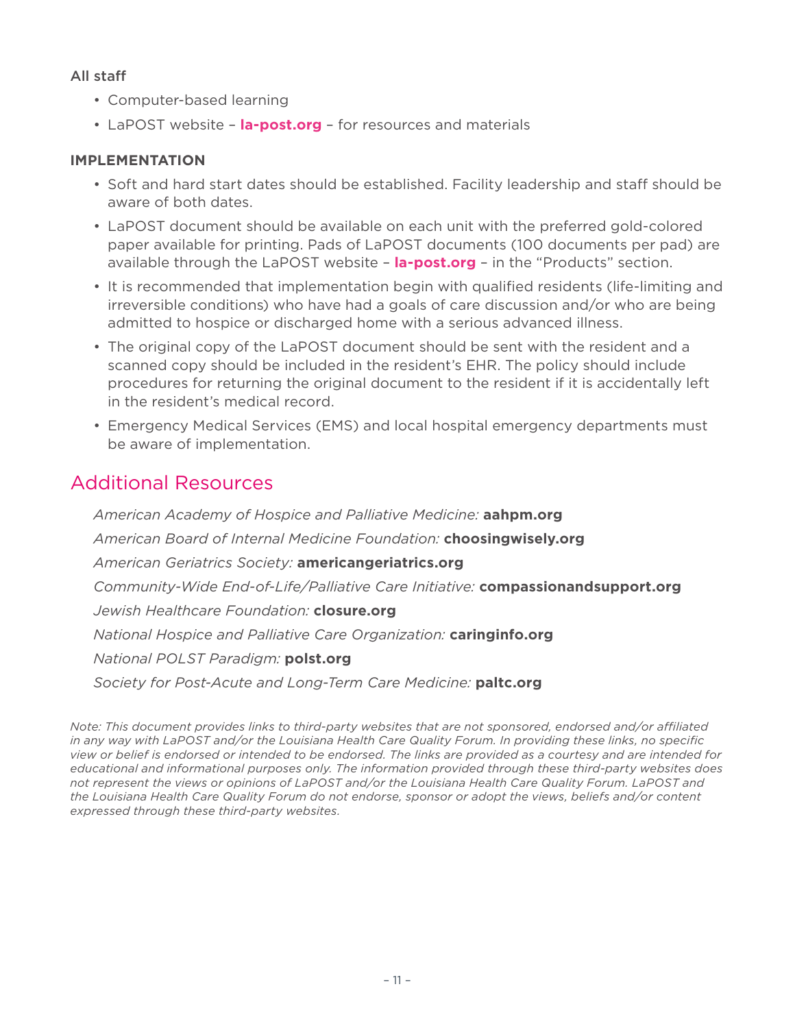All staff

- Computer-based learning
- LaPOST website – **la-post.org** – for resources and materials

**IMPLEMENTATION**

- Soft and hard start dates should be established. Facility leadership and staff should be aware of both dates.
- LaPOST document should be available on each unit with the preferred gold-colored paper available for printing. Pads of LaPOST documents (100 documents per pad) are available through the LaPOST website – **la-post.org** – in the "Products" section.
- It is recommended that implementation begin with qualified residents (life-limiting and irreversible conditions) who have had a goals of care discussion and/or who are being admitted to hospice or discharged home with a serious advanced illness.
- The original copy of the LaPOST document should be sent with the resident and a scanned copy should be included in the resident's EHR. The policy should include procedures for returning the original document to the resident if it is accidentally left in the resident's medical record.
- Emergency Medical Services (EMS) and local hospital emergency departments must be aware of implementation.

## Additional Resources

*American Academy of Hospice and Palliative Medicine:* **aahpm.org**

*American Board of Internal Medicine Foundation:* **choosingwisely.org**

*American Geriatrics Society:* **americangeriatrics.org**

*Community-Wide End-of-Life/Palliative Care Initiative:* **compassionandsupport.org**

*Jewish Healthcare Foundation:* **closure.org**

*National Hospice and Palliative Care Organization:* **caringinfo.org**

*National POLST Paradigm:* **polst.org**

*Society for Post-Acute and Long-Term Care Medicine:* **paltc.org**

*Note: This document provides links to third-party websites that are not sponsored, endorsed and/or affiliated in any way with LaPOST and/or the Louisiana Health Care Quality Forum. In providing these links, no specific view or belief is endorsed or intended to be endorsed. The links are provided as a courtesy and are intended for educational and informational purposes only. The information provided through these third-party websites does not represent the views or opinions of LaPOST and/or the Louisiana Health Care Quality Forum. LaPOST and the Louisiana Health Care Quality Forum do not endorse, sponsor or adopt the views, beliefs and/or content expressed through these third-party websites.*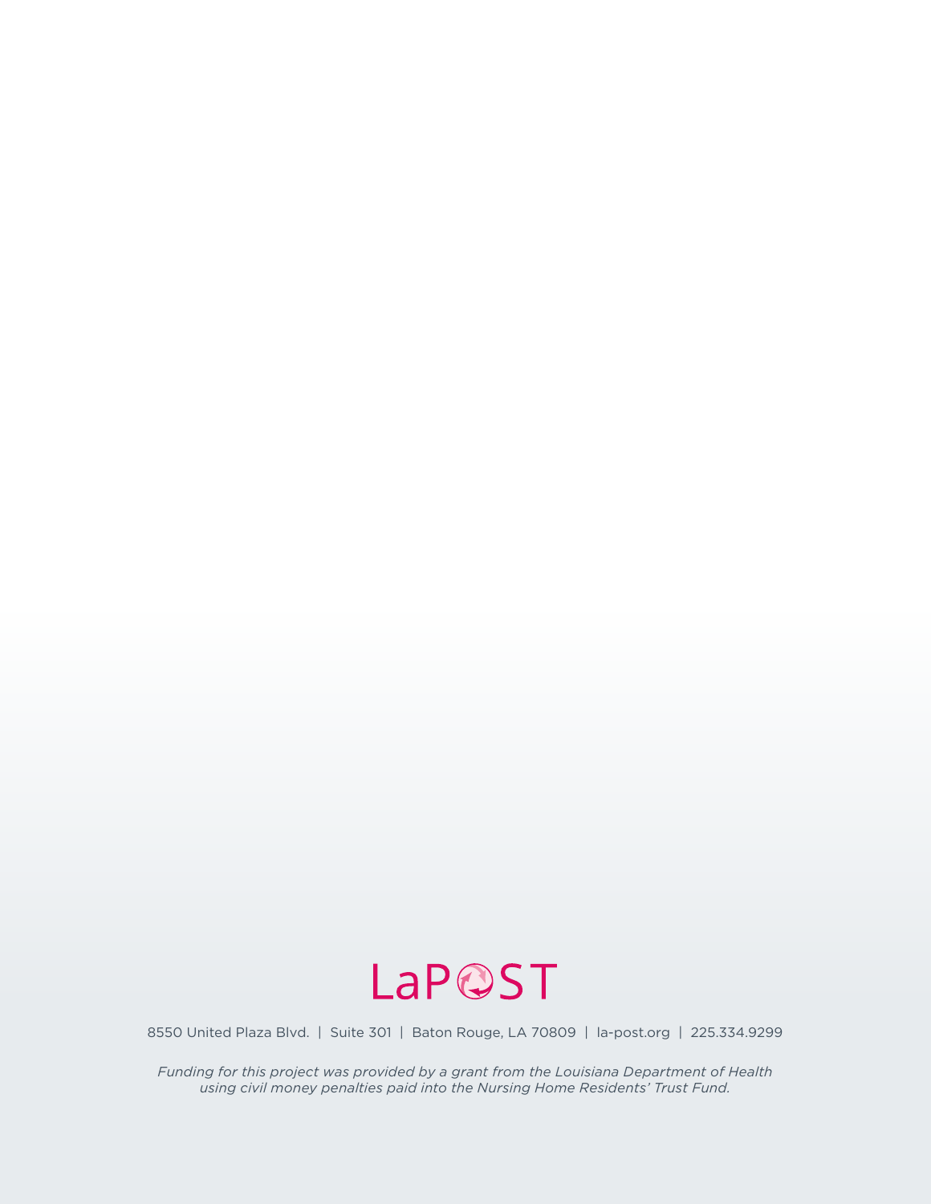LaPOST

8550 United Plaza Blvd. | Suite 301 | Baton Rouge, LA 70809 | la-post.org | 225.334.9299

*Funding for this project was provided by a grant from the Louisiana Department of Health using civil money penalties paid into the Nursing Home Residents' Trust Fund.*